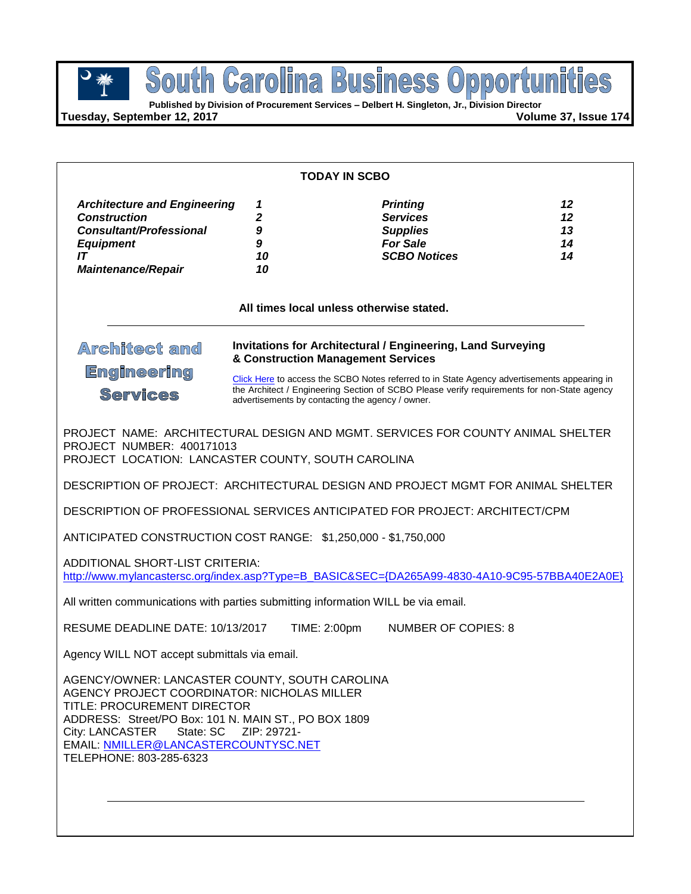# South Carolina Business Opportunities

**Published by Division of Procurement Services – Delbert H. Singleton, Jr., Division Director**

**Tuesday, September 12, 2017**

**TODAY IN SCBO**

| | | | |
|---|---|---|---|
| ***Architecture and Engineering*** | ***1*** | ***Printing*** | ***12*** |
| ***Construction*** | ***2*** | ***Services*** | ***12*** |
| ***Consultant/Professional*** | ***9*** | ***Supplies*** | ***13*** |
| ***Equipment*** | ***9*** | ***For Sale*** | ***14*** |
| ***IT*** | ***10*** | ***SCBO Notices*** | ***14*** |
| ***Maintenance/Repair*** | ***10*** | | |

**All times local unless otherwise stated.**

## Architect and Engineering Services

**Invitations for Architectural / Engineering, Land Surveying & Construction Management Services**

Click Here to access the SCBO Notes referred to in State Agency advertisements appearing in the Architect / Engineering Section of SCBO Please verify requirements for non-State agency advertisements by contacting the agency / owner.

PROJECT NAME: ARCHITECTURAL DESIGN AND MGMT. SERVICES FOR COUNTY ANIMAL SHELTER
PROJECT NUMBER: 400171013
PROJECT LOCATION: LANCASTER COUNTY, SOUTH CAROLINA

DESCRIPTION OF PROJECT: ARCHITECTURAL DESIGN AND PROJECT MGMT FOR ANIMAL SHELTER

DESCRIPTION OF PROFESSIONAL SERVICES ANTICIPATED FOR PROJECT: ARCHITECT/CPM

ANTICIPATED CONSTRUCTION COST RANGE: $1,250,000 - $1,750,000

ADDITIONAL SHORT-LIST CRITERIA:
http://www.mylancastersc.org/index.asp?Type=B_BASIC&SEC={DA265A99-4830-4A10-9C95-57BBA40E2A0E}

All written communications with parties submitting information WILL be via email.

RESUME DEADLINE DATE: 10/13/2017 TIME: 2:00pm NUMBER OF COPIES: 8

Agency WILL NOT accept submittals via email.

AGENCY/OWNER: LANCASTER COUNTY, SOUTH CAROLINA
AGENCY PROJECT COORDINATOR: NICHOLAS MILLER
TITLE: PROCUREMENT DIRECTOR
ADDRESS: Street/PO Box: 101 N. MAIN ST., PO BOX 1809
City: LANCASTER State: SC ZIP: 29721-
EMAIL: NMILLER@LANCASTERCOUNTYSC.NET
TELEPHONE: 803-285-6323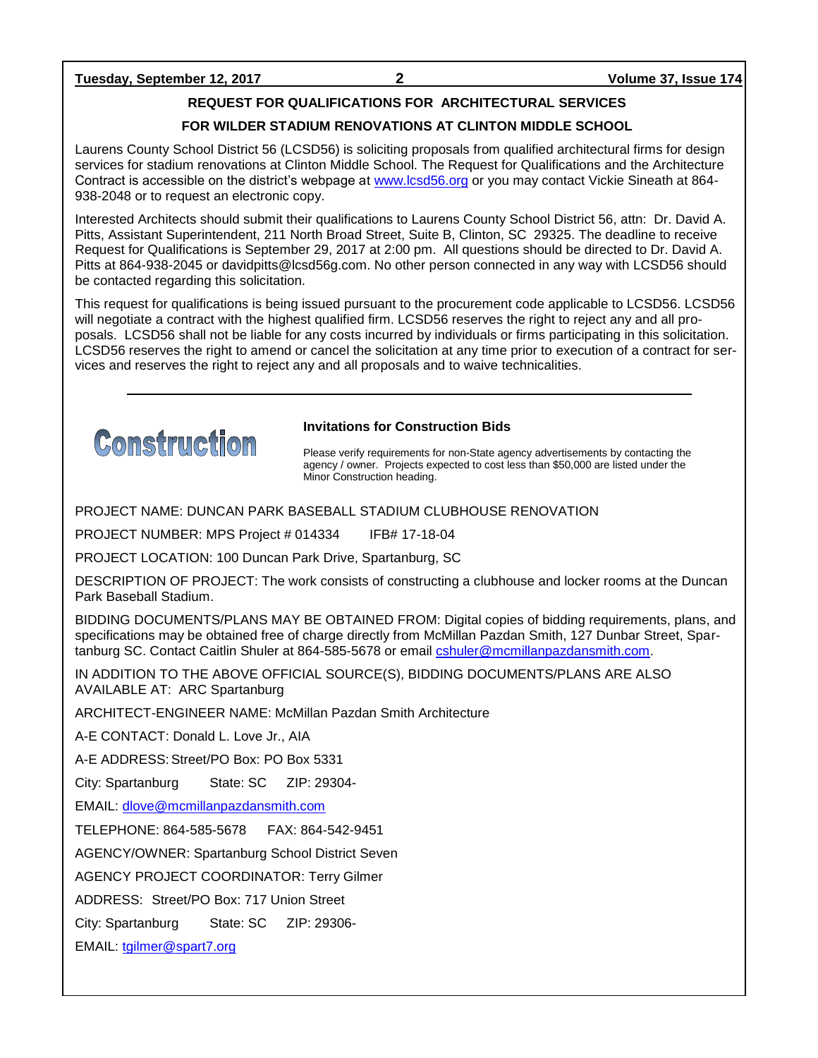## REQUEST FOR QUALIFICATIONS FOR ARCHITECTURAL SERVICES

## FOR WILDER STADIUM RENOVATIONS AT CLINTON MIDDLE SCHOOL

Laurens County School District 56 (LCSD56) is soliciting proposals from qualified architectural firms for design services for stadium renovations at Clinton Middle School. The Request for Qualifications and the Architecture Contract is accessible on the district's webpage at www.lcsd56.org or you may contact Vickie Sineath at 864-938-2048 or to request an electronic copy.

Interested Architects should submit their qualifications to Laurens County School District 56, attn: Dr. David A. Pitts, Assistant Superintendent, 211 North Broad Street, Suite B, Clinton, SC 29325. The deadline to receive Request for Qualifications is September 29, 2017 at 2:00 pm. All questions should be directed to Dr. David A. Pitts at 864-938-2045 or davidpitts@lcsd56g.com. No other person connected in any way with LCSD56 should be contacted regarding this solicitation.

This request for qualifications is being issued pursuant to the procurement code applicable to LCSD56. LCSD56 will negotiate a contract with the highest qualified firm. LCSD56 reserves the right to reject any and all proposals. LCSD56 shall not be liable for any costs incurred by individuals or firms participating in this solicitation. LCSD56 reserves the right to amend or cancel the solicitation at any time prior to execution of a contract for services and reserves the right to reject any and all proposals and to waive technicalities.

---

# Construction

### Invitations for Construction Bids

Please verify requirements for non-State agency advertisements by contacting the agency / owner. Projects expected to cost less than $50,000 are listed under the Minor Construction heading.

PROJECT NAME: DUNCAN PARK BASEBALL STADIUM CLUBHOUSE RENOVATION

PROJECT NUMBER: MPS Project # 014334 IFB# 17-18-04

PROJECT LOCATION: 100 Duncan Park Drive, Spartanburg, SC

DESCRIPTION OF PROJECT: The work consists of constructing a clubhouse and locker rooms at the Duncan Park Baseball Stadium.

BIDDING DOCUMENTS/PLANS MAY BE OBTAINED FROM: Digital copies of bidding requirements, plans, and specifications may be obtained free of charge directly from McMillan Pazdan Smith, 127 Dunbar Street, Spartanburg SC. Contact Caitlin Shuler at 864-585-5678 or email cshuler@mcmillanpazdansmith.com.

IN ADDITION TO THE ABOVE OFFICIAL SOURCE(S), BIDDING DOCUMENTS/PLANS ARE ALSO AVAILABLE AT: ARC Spartanburg

ARCHITECT-ENGINEER NAME: McMillan Pazdan Smith Architecture

A-E CONTACT: Donald L. Love Jr., AIA

A-E ADDRESS: Street/PO Box: PO Box 5331

City: Spartanburg State: SC ZIP: 29304-

EMAIL: dlove@mcmillanpazdansmith.com

TELEPHONE: 864-585-5678 FAX: 864-542-9451

AGENCY/OWNER: Spartanburg School District Seven

AGENCY PROJECT COORDINATOR: Terry Gilmer

ADDRESS: Street/PO Box: 717 Union Street

City: Spartanburg State: SC ZIP: 29306-

EMAIL: tgilmer@spart7.org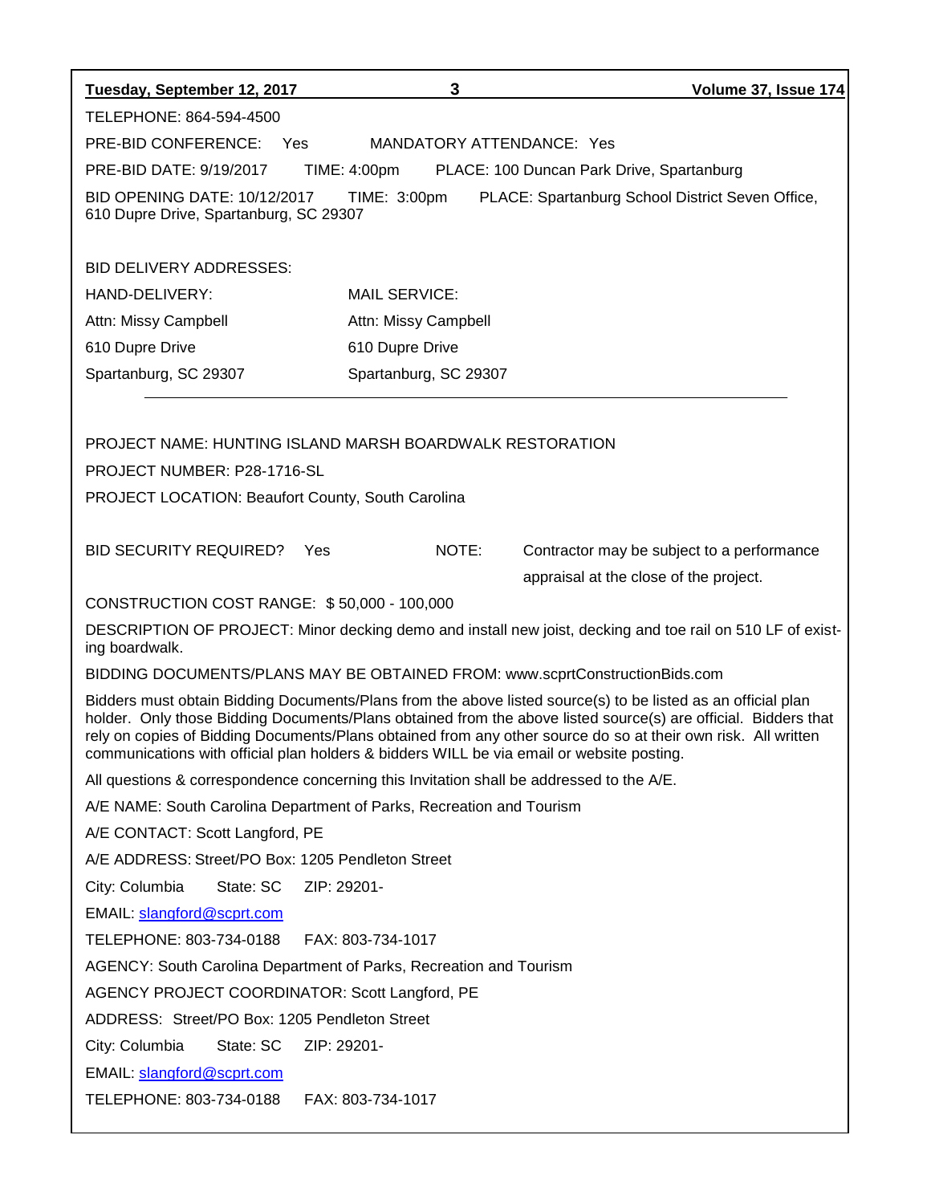TELEPHONE: 864-594-4500

PRE-BID CONFERENCE: Yes MANDATORY ATTENDANCE: Yes

PRE-BID DATE: 9/19/2017 TIME: 4:00pm PLACE: 100 Duncan Park Drive, Spartanburg

BID OPENING DATE: 10/12/2017 TIME: 3:00pm PLACE: Spartanburg School District Seven Office, 610 Dupre Drive, Spartanburg, SC 29307

BID DELIVERY ADDRESSES:

| HAND-DELIVERY: | MAIL SERVICE: |
|---|---|
| Attn: Missy Campbell | Attn: Missy Campbell |
| 610 Dupre Drive | 610 Dupre Drive |
| Spartanburg, SC 29307 | Spartanburg, SC 29307 |

---

PROJECT NAME: HUNTING ISLAND MARSH BOARDWALK RESTORATION

PROJECT NUMBER: P28-1716-SL

PROJECT LOCATION: Beaufort County, South Carolina

BID SECURITY REQUIRED? Yes NOTE: Contractor may be subject to a performance appraisal at the close of the project.

CONSTRUCTION COST RANGE: $ 50,000 - 100,000

DESCRIPTION OF PROJECT: Minor decking demo and install new joist, decking and toe rail on 510 LF of existing boardwalk.

BIDDING DOCUMENTS/PLANS MAY BE OBTAINED FROM: www.scprtConstructionBids.com

Bidders must obtain Bidding Documents/Plans from the above listed source(s) to be listed as an official plan holder. Only those Bidding Documents/Plans obtained from the above listed source(s) are official. Bidders that rely on copies of Bidding Documents/Plans obtained from any other source do so at their own risk. All written communications with official plan holders & bidders WILL be via email or website posting.

All questions & correspondence concerning this Invitation shall be addressed to the A/E.

A/E NAME: South Carolina Department of Parks, Recreation and Tourism

A/E CONTACT: Scott Langford, PE

A/E ADDRESS: Street/PO Box: 1205 Pendleton Street

City: Columbia State: SC ZIP: 29201-

EMAIL: slangford@scprt.com

TELEPHONE: 803-734-0188 FAX: 803-734-1017

AGENCY: South Carolina Department of Parks, Recreation and Tourism

AGENCY PROJECT COORDINATOR: Scott Langford, PE

ADDRESS: Street/PO Box: 1205 Pendleton Street

City: Columbia State: SC ZIP: 29201-

EMAIL: slangford@scprt.com

TELEPHONE: 803-734-0188 FAX: 803-734-1017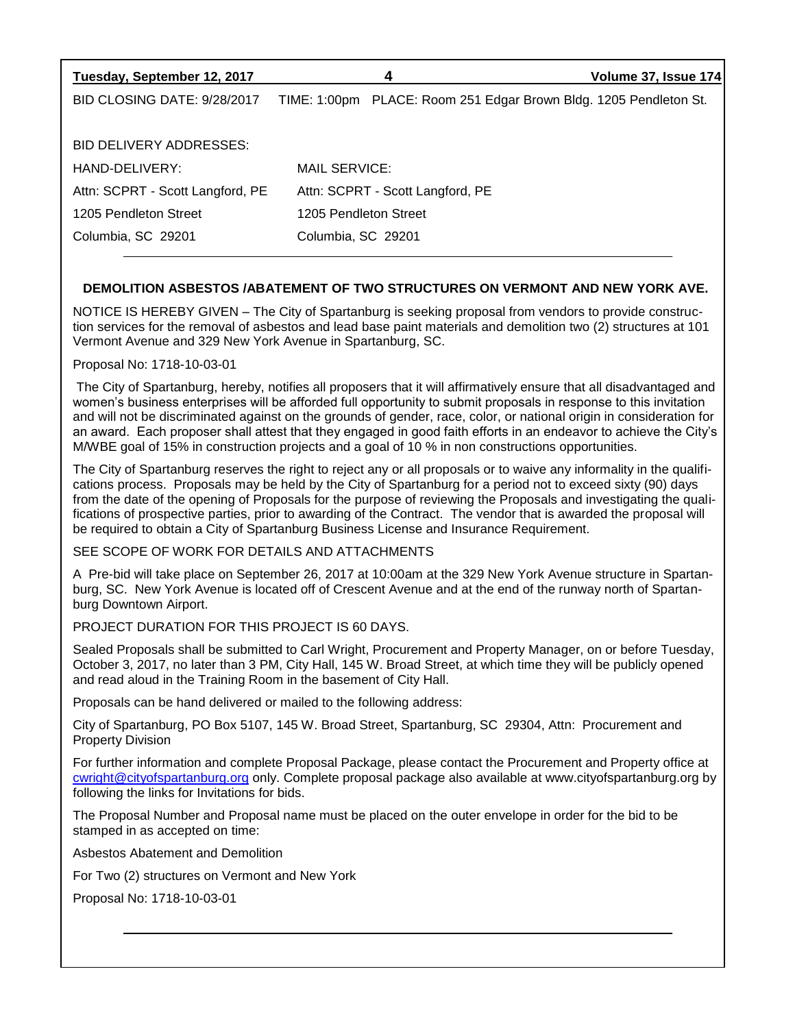BID CLOSING DATE: 9/28/2017 TIME: 1:00pm PLACE: Room 251 Edgar Brown Bldg. 1205 Pendleton St.

BID DELIVERY ADDRESSES:

| HAND-DELIVERY: | MAIL SERVICE: |
|---|---|
| Attn: SCPRT - Scott Langford, PE | Attn: SCPRT - Scott Langford, PE |
| 1205 Pendleton Street | 1205 Pendleton Street |
| Columbia, SC 29201 | Columbia, SC 29201 |

---

**DEMOLITION ASBESTOS /ABATEMENT OF TWO STRUCTURES ON VERMONT AND NEW YORK AVE.**

NOTICE IS HEREBY GIVEN – The City of Spartanburg is seeking proposal from vendors to provide construction services for the removal of asbestos and lead base paint materials and demolition two (2) structures at 101 Vermont Avenue and 329 New York Avenue in Spartanburg, SC.

Proposal No: 1718-10-03-01

The City of Spartanburg, hereby, notifies all proposers that it will affirmatively ensure that all disadvantaged and women's business enterprises will be afforded full opportunity to submit proposals in response to this invitation and will not be discriminated against on the grounds of gender, race, color, or national origin in consideration for an award. Each proposer shall attest that they engaged in good faith efforts in an endeavor to achieve the City's M/WBE goal of 15% in construction projects and a goal of 10 % in non constructions opportunities.

The City of Spartanburg reserves the right to reject any or all proposals or to waive any informality in the qualifications process. Proposals may be held by the City of Spartanburg for a period not to exceed sixty (90) days from the date of the opening of Proposals for the purpose of reviewing the Proposals and investigating the qualifications of prospective parties, prior to awarding of the Contract. The vendor that is awarded the proposal will be required to obtain a City of Spartanburg Business License and Insurance Requirement.

SEE SCOPE OF WORK FOR DETAILS AND ATTACHMENTS

A Pre-bid will take place on September 26, 2017 at 10:00am at the 329 New York Avenue structure in Spartanburg, SC. New York Avenue is located off of Crescent Avenue and at the end of the runway north of Spartanburg Downtown Airport.

PROJECT DURATION FOR THIS PROJECT IS 60 DAYS.

Sealed Proposals shall be submitted to Carl Wright, Procurement and Property Manager, on or before Tuesday, October 3, 2017, no later than 3 PM, City Hall, 145 W. Broad Street, at which time they will be publicly opened and read aloud in the Training Room in the basement of City Hall.

Proposals can be hand delivered or mailed to the following address:

City of Spartanburg, PO Box 5107, 145 W. Broad Street, Spartanburg, SC 29304, Attn: Procurement and Property Division

For further information and complete Proposal Package, please contact the Procurement and Property office at cwright@cityofspartanburg.org only. Complete proposal package also available at www.cityofspartanburg.org by following the links for Invitations for bids.

The Proposal Number and Proposal name must be placed on the outer envelope in order for the bid to be stamped in as accepted on time:

Asbestos Abatement and Demolition

For Two (2) structures on Vermont and New York

Proposal No: 1718-10-03-01

---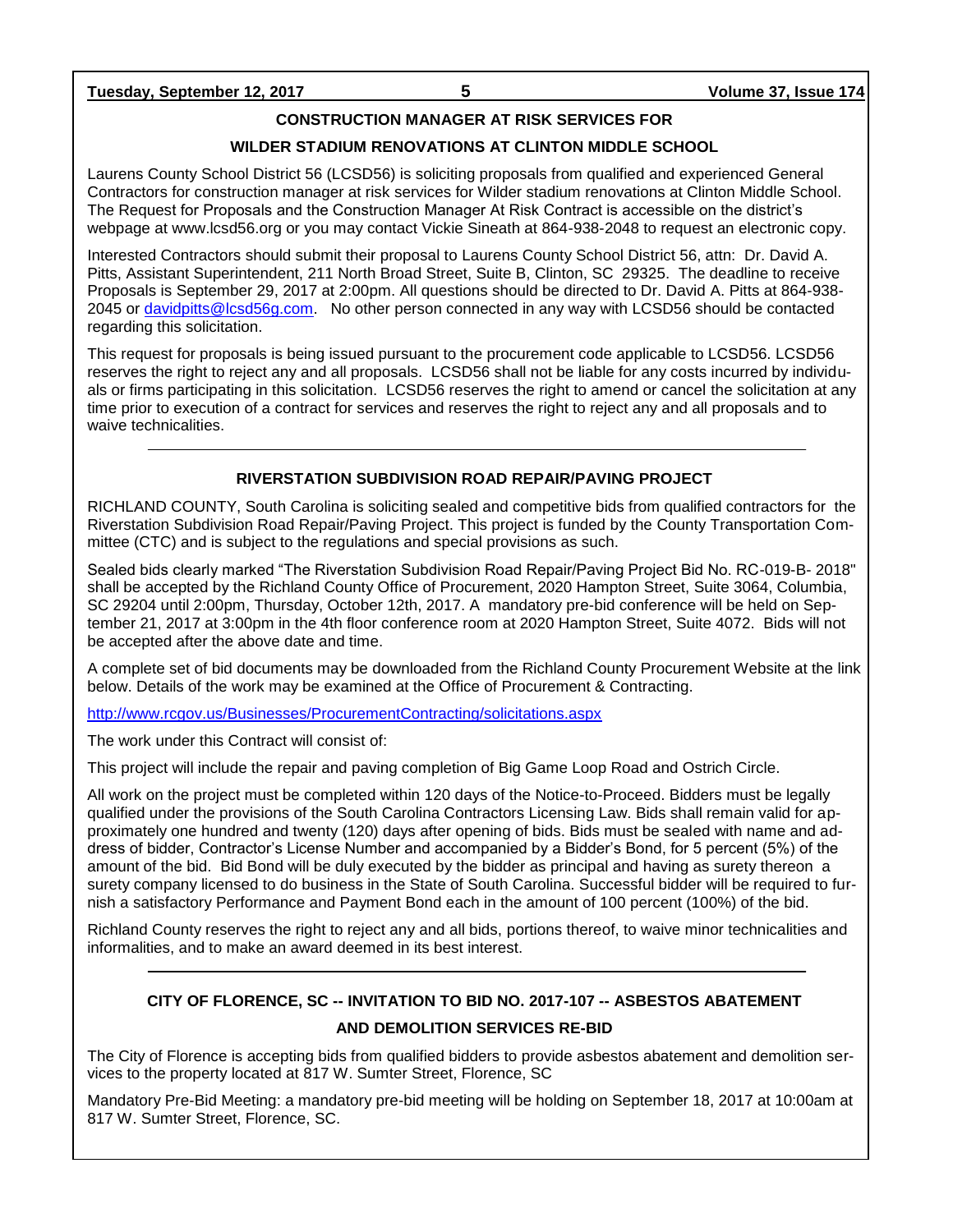## CONSTRUCTION MANAGER AT RISK SERVICES FOR WILDER STADIUM RENOVATIONS AT CLINTON MIDDLE SCHOOL

Laurens County School District 56 (LCSD56) is soliciting proposals from qualified and experienced General Contractors for construction manager at risk services for Wilder stadium renovations at Clinton Middle School. The Request for Proposals and the Construction Manager At Risk Contract is accessible on the district's webpage at www.lcsd56.org or you may contact Vickie Sineath at 864-938-2048 to request an electronic copy.

Interested Contractors should submit their proposal to Laurens County School District 56, attn: Dr. David A. Pitts, Assistant Superintendent, 211 North Broad Street, Suite B, Clinton, SC 29325. The deadline to receive Proposals is September 29, 2017 at 2:00pm. All questions should be directed to Dr. David A. Pitts at 864-938-2045 or davidpitts@lcsd56g.com. No other person connected in any way with LCSD56 should be contacted regarding this solicitation.

This request for proposals is being issued pursuant to the procurement code applicable to LCSD56. LCSD56 reserves the right to reject any and all proposals. LCSD56 shall not be liable for any costs incurred by individuals or firms participating in this solicitation. LCSD56 reserves the right to amend or cancel the solicitation at any time prior to execution of a contract for services and reserves the right to reject any and all proposals and to waive technicalities.

---

## RIVERSTATION SUBDIVISION ROAD REPAIR/PAVING PROJECT

RICHLAND COUNTY, South Carolina is soliciting sealed and competitive bids from qualified contractors for the Riverstation Subdivision Road Repair/Paving Project. This project is funded by the County Transportation Committee (CTC) and is subject to the regulations and special provisions as such.

Sealed bids clearly marked "The Riverstation Subdivision Road Repair/Paving Project Bid No. RC-019-B- 2018" shall be accepted by the Richland County Office of Procurement, 2020 Hampton Street, Suite 3064, Columbia, SC 29204 until 2:00pm, Thursday, October 12th, 2017. A mandatory pre-bid conference will be held on September 21, 2017 at 3:00pm in the 4th floor conference room at 2020 Hampton Street, Suite 4072. Bids will not be accepted after the above date and time.

A complete set of bid documents may be downloaded from the Richland County Procurement Website at the link below. Details of the work may be examined at the Office of Procurement & Contracting.

http://www.rcgov.us/Businesses/ProcurementContracting/solicitations.aspx

The work under this Contract will consist of:

This project will include the repair and paving completion of Big Game Loop Road and Ostrich Circle.

All work on the project must be completed within 120 days of the Notice-to-Proceed. Bidders must be legally qualified under the provisions of the South Carolina Contractors Licensing Law. Bids shall remain valid for approximately one hundred and twenty (120) days after opening of bids. Bids must be sealed with name and address of bidder, Contractor's License Number and accompanied by a Bidder's Bond, for 5 percent (5%) of the amount of the bid. Bid Bond will be duly executed by the bidder as principal and having as surety thereon a surety company licensed to do business in the State of South Carolina. Successful bidder will be required to furnish a satisfactory Performance and Payment Bond each in the amount of 100 percent (100%) of the bid.

Richland County reserves the right to reject any and all bids, portions thereof, to waive minor technicalities and informalities, and to make an award deemed in its best interest.

---

## CITY OF FLORENCE, SC -- INVITATION TO BID NO. 2017-107 -- ASBESTOS ABATEMENT AND DEMOLITION SERVICES RE-BID

The City of Florence is accepting bids from qualified bidders to provide asbestos abatement and demolition services to the property located at 817 W. Sumter Street, Florence, SC

Mandatory Pre-Bid Meeting: a mandatory pre-bid meeting will be holding on September 18, 2017 at 10:00am at 817 W. Sumter Street, Florence, SC.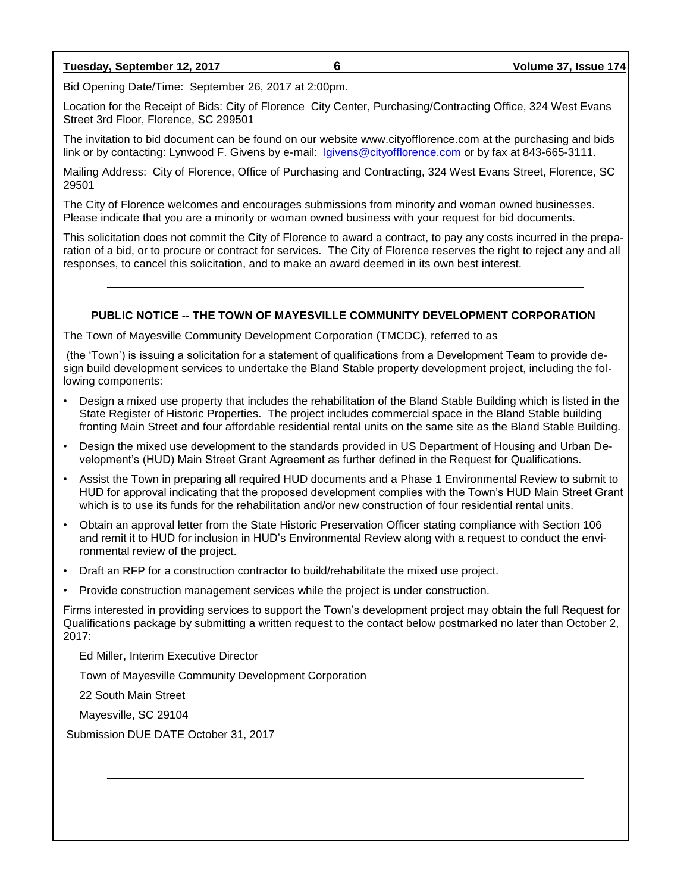Bid Opening Date/Time: September 26, 2017 at 2:00pm.

Location for the Receipt of Bids: City of Florence City Center, Purchasing/Contracting Office, 324 West Evans Street 3rd Floor, Florence, SC 299501

The invitation to bid document can be found on our website www.cityofflorence.com at the purchasing and bids link or by contacting: Lynwood F. Givens by e-mail: lgivens@cityofflorence.com or by fax at 843-665-3111.

Mailing Address: City of Florence, Office of Purchasing and Contracting, 324 West Evans Street, Florence, SC 29501

The City of Florence welcomes and encourages submissions from minority and woman owned businesses. Please indicate that you are a minority or woman owned business with your request for bid documents.

This solicitation does not commit the City of Florence to award a contract, to pay any costs incurred in the preparation of a bid, or to procure or contract for services. The City of Florence reserves the right to reject any and all responses, to cancel this solicitation, and to make an award deemed in its own best interest.

---

## PUBLIC NOTICE -- THE TOWN OF MAYESVILLE COMMUNITY DEVELOPMENT CORPORATION

The Town of Mayesville Community Development Corporation (TMCDC), referred to as

(the 'Town') is issuing a solicitation for a statement of qualifications from a Development Team to provide design build development services to undertake the Bland Stable property development project, including the following components:

- Design a mixed use property that includes the rehabilitation of the Bland Stable Building which is listed in the State Register of Historic Properties. The project includes commercial space in the Bland Stable building fronting Main Street and four affordable residential rental units on the same site as the Bland Stable Building.
- Design the mixed use development to the standards provided in US Department of Housing and Urban Development's (HUD) Main Street Grant Agreement as further defined in the Request for Qualifications.
- Assist the Town in preparing all required HUD documents and a Phase 1 Environmental Review to submit to HUD for approval indicating that the proposed development complies with the Town's HUD Main Street Grant which is to use its funds for the rehabilitation and/or new construction of four residential rental units.
- Obtain an approval letter from the State Historic Preservation Officer stating compliance with Section 106 and remit it to HUD for inclusion in HUD's Environmental Review along with a request to conduct the environmental review of the project.
- Draft an RFP for a construction contractor to build/rehabilitate the mixed use project.
- Provide construction management services while the project is under construction.

Firms interested in providing services to support the Town's development project may obtain the full Request for Qualifications package by submitting a written request to the contact below postmarked no later than October 2, 2017:

Ed Miller, Interim Executive Director

Town of Mayesville Community Development Corporation

22 South Main Street

Mayesville, SC 29104

Submission DUE DATE October 31, 2017

---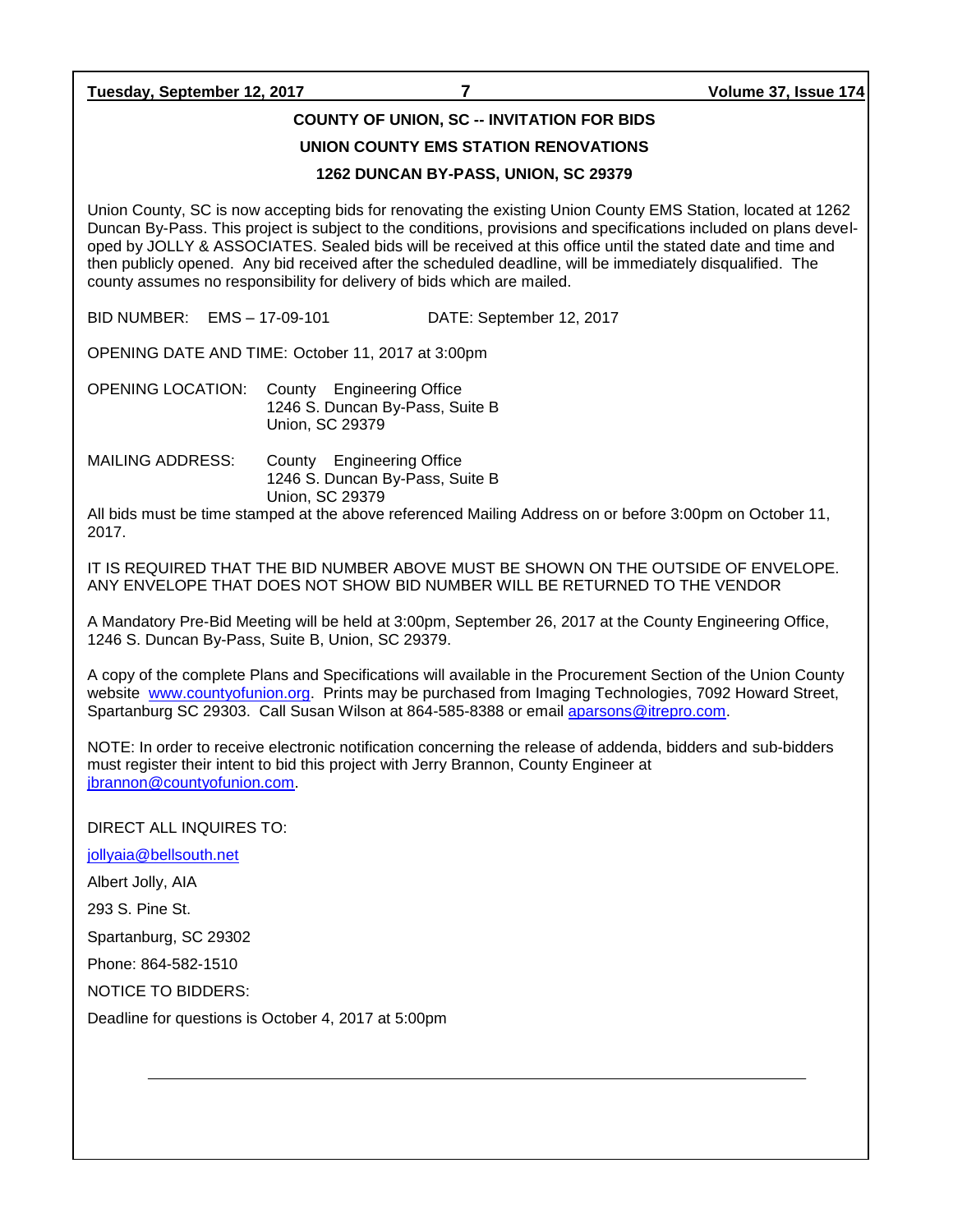## COUNTY OF UNION, SC -- INVITATION FOR BIDS

## UNION COUNTY EMS STATION RENOVATIONS

## 1262 DUNCAN BY-PASS, UNION, SC 29379

Union County, SC is now accepting bids for renovating the existing Union County EMS Station, located at 1262 Duncan By-Pass. This project is subject to the conditions, provisions and specifications included on plans developed by JOLLY & ASSOCIATES. Sealed bids will be received at this office until the stated date and time and then publicly opened. Any bid received after the scheduled deadline, will be immediately disqualified. The county assumes no responsibility for delivery of bids which are mailed.

BID NUMBER: EMS – 17-09-101 DATE: September 12, 2017

OPENING DATE AND TIME: October 11, 2017 at 3:00pm

OPENING LOCATION: County Engineering Office
1246 S. Duncan By-Pass, Suite B
Union, SC 29379

MAILING ADDRESS: County Engineering Office
1246 S. Duncan By-Pass, Suite B
Union, SC 29379

All bids must be time stamped at the above referenced Mailing Address on or before 3:00pm on October 11, 2017.

IT IS REQUIRED THAT THE BID NUMBER ABOVE MUST BE SHOWN ON THE OUTSIDE OF ENVELOPE. ANY ENVELOPE THAT DOES NOT SHOW BID NUMBER WILL BE RETURNED TO THE VENDOR

A Mandatory Pre-Bid Meeting will be held at 3:00pm, September 26, 2017 at the County Engineering Office, 1246 S. Duncan By-Pass, Suite B, Union, SC 29379.

A copy of the complete Plans and Specifications will available in the Procurement Section of the Union County website www.countyofunion.org. Prints may be purchased from Imaging Technologies, 7092 Howard Street, Spartanburg SC 29303. Call Susan Wilson at 864-585-8388 or email aparsons@itrepro.com.

NOTE: In order to receive electronic notification concerning the release of addenda, bidders and sub-bidders must register their intent to bid this project with Jerry Brannon, County Engineer at jbrannon@countyofunion.com.

DIRECT ALL INQUIRES TO:

jollyaia@bellsouth.net

Albert Jolly, AIA

293 S. Pine St.

Spartanburg, SC 29302

Phone: 864-582-1510

NOTICE TO BIDDERS:

Deadline for questions is October 4, 2017 at 5:00pm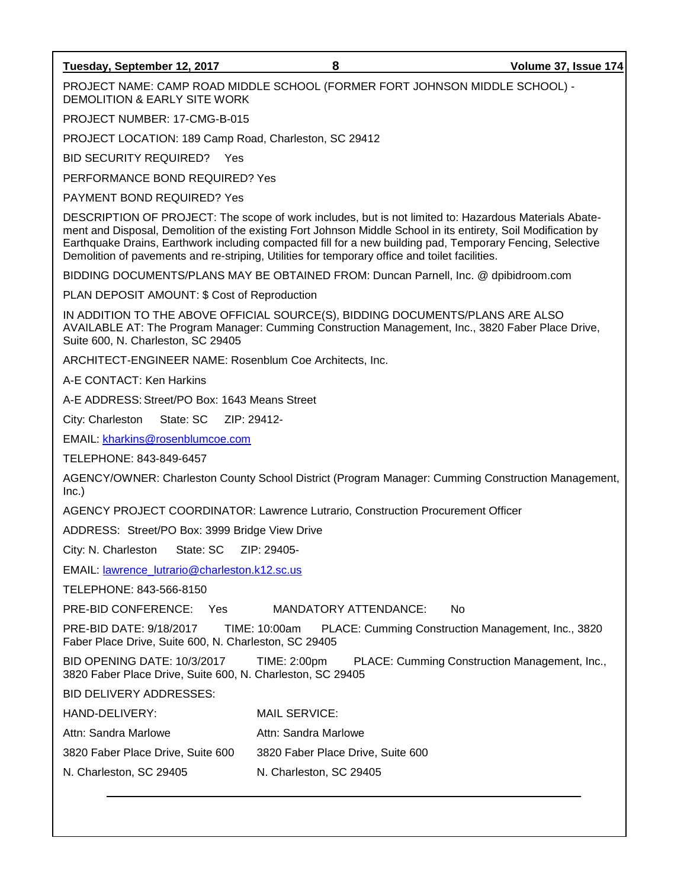PROJECT NAME: CAMP ROAD MIDDLE SCHOOL (FORMER FORT JOHNSON MIDDLE SCHOOL) - DEMOLITION & EARLY SITE WORK

PROJECT NUMBER: 17-CMG-B-015

PROJECT LOCATION: 189 Camp Road, Charleston, SC 29412

BID SECURITY REQUIRED? Yes

PERFORMANCE BOND REQUIRED? Yes

PAYMENT BOND REQUIRED? Yes

DESCRIPTION OF PROJECT: The scope of work includes, but is not limited to: Hazardous Materials Abatement and Disposal, Demolition of the existing Fort Johnson Middle School in its entirety, Soil Modification by Earthquake Drains, Earthwork including compacted fill for a new building pad, Temporary Fencing, Selective Demolition of pavements and re-striping, Utilities for temporary office and toilet facilities.

BIDDING DOCUMENTS/PLANS MAY BE OBTAINED FROM: Duncan Parnell, Inc. @ dpibidroom.com

PLAN DEPOSIT AMOUNT: $ Cost of Reproduction

IN ADDITION TO THE ABOVE OFFICIAL SOURCE(S), BIDDING DOCUMENTS/PLANS ARE ALSO AVAILABLE AT: The Program Manager: Cumming Construction Management, Inc., 3820 Faber Place Drive, Suite 600, N. Charleston, SC 29405

ARCHITECT-ENGINEER NAME: Rosenblum Coe Architects, Inc.

A-E CONTACT: Ken Harkins

A-E ADDRESS: Street/PO Box: 1643 Means Street

City: Charleston State: SC ZIP: 29412-

EMAIL: kharkins@rosenblumcoe.com

TELEPHONE: 843-849-6457

AGENCY/OWNER: Charleston County School District (Program Manager: Cumming Construction Management, Inc.)

AGENCY PROJECT COORDINATOR: Lawrence Lutrario, Construction Procurement Officer

ADDRESS: Street/PO Box: 3999 Bridge View Drive

City: N. Charleston State: SC ZIP: 29405-

EMAIL: lawrence_lutrario@charleston.k12.sc.us

TELEPHONE: 843-566-8150

PRE-BID CONFERENCE: Yes MANDATORY ATTENDANCE: No

PRE-BID DATE: 9/18/2017 TIME: 10:00am PLACE: Cumming Construction Management, Inc., 3820 Faber Place Drive, Suite 600, N. Charleston, SC 29405

BID OPENING DATE: 10/3/2017 TIME: 2:00pm PLACE: Cumming Construction Management, Inc., 3820 Faber Place Drive, Suite 600, N. Charleston, SC 29405

BID DELIVERY ADDRESSES:

| HAND-DELIVERY: | MAIL SERVICE: |
|---|---|
| Attn: Sandra Marlowe | Attn: Sandra Marlowe |
| 3820 Faber Place Drive, Suite 600 | 3820 Faber Place Drive, Suite 600 |
| N. Charleston, SC 29405 | N. Charleston, SC 29405 |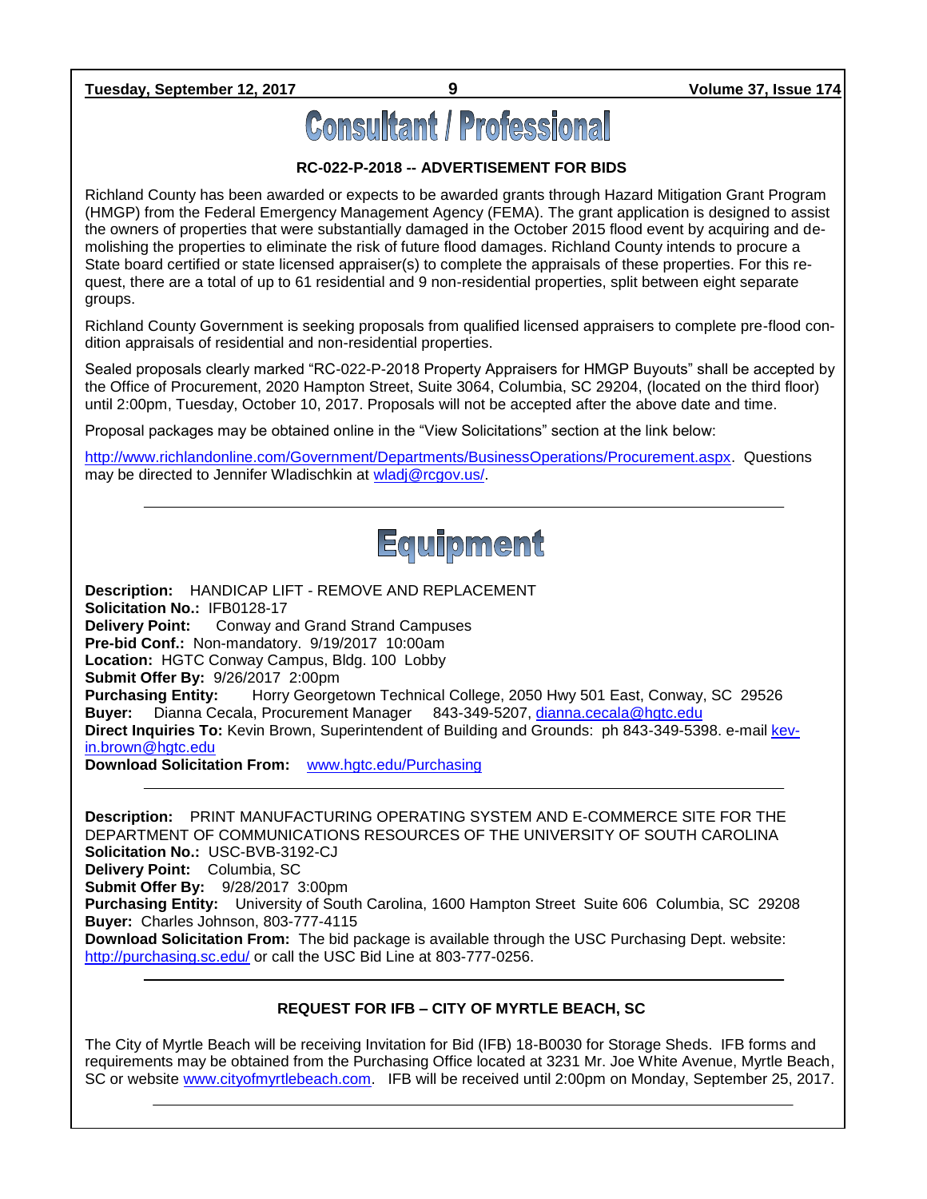# Consultant / Professional

### RC-022-P-2018 -- ADVERTISEMENT FOR BIDS

Richland County has been awarded or expects to be awarded grants through Hazard Mitigation Grant Program (HMGP) from the Federal Emergency Management Agency (FEMA). The grant application is designed to assist the owners of properties that were substantially damaged in the October 2015 flood event by acquiring and demolishing the properties to eliminate the risk of future flood damages. Richland County intends to procure a State board certified or state licensed appraiser(s) to complete the appraisals of these properties. For this request, there are a total of up to 61 residential and 9 non-residential properties, split between eight separate groups.

Richland County Government is seeking proposals from qualified licensed appraisers to complete pre-flood condition appraisals of residential and non-residential properties.

Sealed proposals clearly marked "RC-022-P-2018 Property Appraisers for HMGP Buyouts" shall be accepted by the Office of Procurement, 2020 Hampton Street, Suite 3064, Columbia, SC 29204, (located on the third floor) until 2:00pm, Tuesday, October 10, 2017. Proposals will not be accepted after the above date and time.

Proposal packages may be obtained online in the "View Solicitations" section at the link below:

http://www.richlandonline.com/Government/Departments/BusinessOperations/Procurement.aspx. Questions may be directed to Jennifer Wladischkin at wladj@rcgov.us/.

---

# Equipment

**Description:** HANDICAP LIFT - REMOVE AND REPLACEMENT
**Solicitation No.:** IFB0128-17
**Delivery Point:** Conway and Grand Strand Campuses
**Pre-bid Conf.:** Non-mandatory. 9/19/2017 10:00am
**Location:** HGTC Conway Campus, Bldg. 100 Lobby
**Submit Offer By:** 9/26/2017 2:00pm
**Purchasing Entity:** Horry Georgetown Technical College, 2050 Hwy 501 East, Conway, SC 29526
**Buyer:** Dianna Cecala, Procurement Manager 843-349-5207, dianna.cecala@hgtc.edu
**Direct Inquiries To:** Kevin Brown, Superintendent of Building and Grounds: ph 843-349-5398. e-mail kevin.brown@hgtc.edu
**Download Solicitation From:** www.hgtc.edu/Purchasing

---

**Description:** PRINT MANUFACTURING OPERATING SYSTEM AND E-COMMERCE SITE FOR THE DEPARTMENT OF COMMUNICATIONS RESOURCES OF THE UNIVERSITY OF SOUTH CAROLINA
**Solicitation No.:** USC-BVB-3192-CJ
**Delivery Point:** Columbia, SC
**Submit Offer By:** 9/28/2017 3:00pm
**Purchasing Entity:** University of South Carolina, 1600 Hampton Street Suite 606 Columbia, SC 29208
**Buyer:** Charles Johnson, 803-777-4115
**Download Solicitation From:** The bid package is available through the USC Purchasing Dept. website: http://purchasing.sc.edu/ or call the USC Bid Line at 803-777-0256.

---

### REQUEST FOR IFB – CITY OF MYRTLE BEACH, SC

The City of Myrtle Beach will be receiving Invitation for Bid (IFB) 18-B0030 for Storage Sheds. IFB forms and requirements may be obtained from the Purchasing Office located at 3231 Mr. Joe White Avenue, Myrtle Beach, SC or website www.cityofmyrtlebeach.com. IFB will be received until 2:00pm on Monday, September 25, 2017.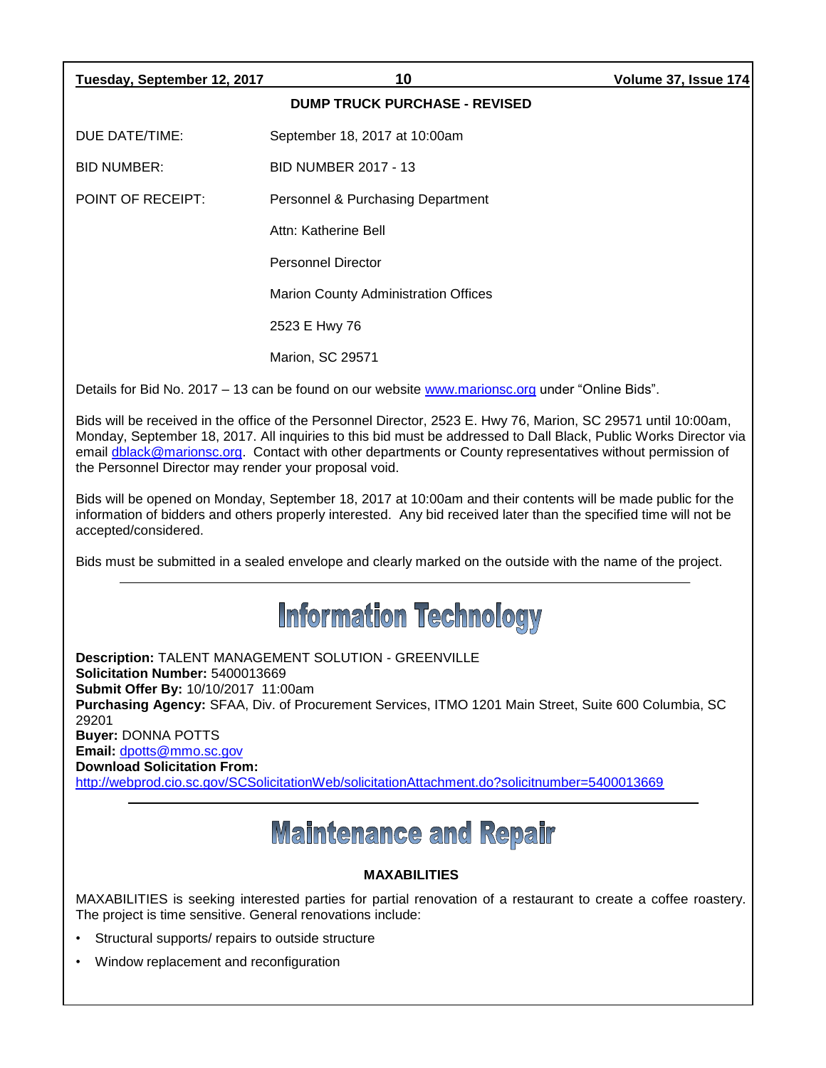### DUMP TRUCK PURCHASE - REVISED

DUE DATE/TIME: September 18, 2017 at 10:00am

BID NUMBER: BID NUMBER 2017 - 13

POINT OF RECEIPT: Personnel & Purchasing Department
Attn: Katherine Bell
Personnel Director
Marion County Administration Offices
2523 E Hwy 76
Marion, SC 29571

Details for Bid No. 2017 – 13 can be found on our website www.marionsc.org under "Online Bids".

Bids will be received in the office of the Personnel Director, 2523 E. Hwy 76, Marion, SC 29571 until 10:00am, Monday, September 18, 2017. All inquiries to this bid must be addressed to Dall Black, Public Works Director via email dblack@marionsc.org. Contact with other departments or County representatives without permission of the Personnel Director may render your proposal void.

Bids will be opened on Monday, September 18, 2017 at 10:00am and their contents will be made public for the information of bidders and others properly interested. Any bid received later than the specified time will not be accepted/considered.

Bids must be submitted in a sealed envelope and clearly marked on the outside with the name of the project.

---

# Information Technology

**Description:** TALENT MANAGEMENT SOLUTION - GREENVILLE
**Solicitation Number:** 5400013669
**Submit Offer By:** 10/10/2017 11:00am
**Purchasing Agency:** SFAA, Div. of Procurement Services, ITMO 1201 Main Street, Suite 600 Columbia, SC 29201
**Buyer:** DONNA POTTS
**Email:** dpotts@mmo.sc.gov
**Download Solicitation From:**
http://webprod.cio.sc.gov/SCSolicitationWeb/solicitationAttachment.do?solicitnumber=5400013669

---

# Maintenance and Repair

### MAXABILITIES

MAXABILITIES is seeking interested parties for partial renovation of a restaurant to create a coffee roastery. The project is time sensitive. General renovations include:

- Structural supports/ repairs to outside structure
- Window replacement and reconfiguration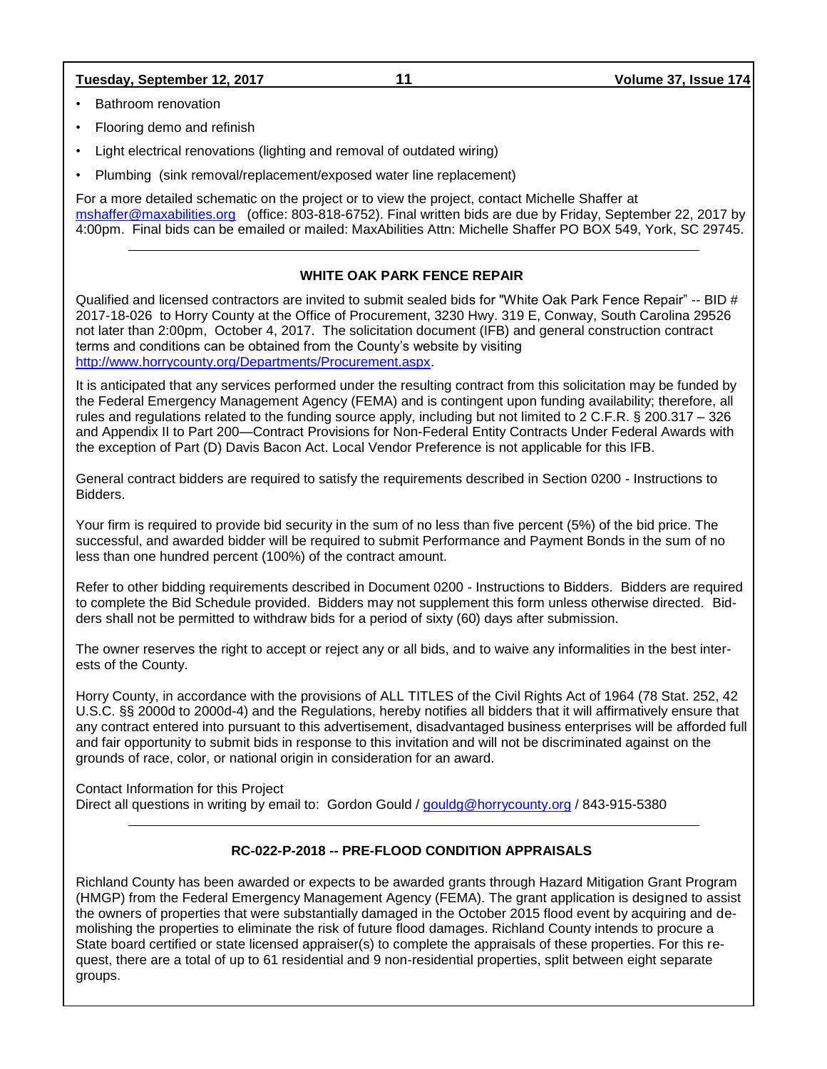- Bathroom renovation
- Flooring demo and refinish
- Light electrical renovations (lighting and removal of outdated wiring)
- Plumbing (sink removal/replacement/exposed water line replacement)

For a more detailed schematic on the project or to view the project, contact Michelle Shaffer at mshaffer@maxabilities.org (office: 803-818-6752). Final written bids are due by Friday, September 22, 2017 by 4:00pm. Final bids can be emailed or mailed: MaxAbilities Attn: Michelle Shaffer PO BOX 549, York, SC 29745.

---

### WHITE OAK PARK FENCE REPAIR

Qualified and licensed contractors are invited to submit sealed bids for "White Oak Park Fence Repair" -- BID # 2017-18-026 to Horry County at the Office of Procurement, 3230 Hwy. 319 E, Conway, South Carolina 29526 not later than 2:00pm, October 4, 2017. The solicitation document (IFB) and general construction contract terms and conditions can be obtained from the County's website by visiting http://www.horrycounty.org/Departments/Procurement.aspx.

It is anticipated that any services performed under the resulting contract from this solicitation may be funded by the Federal Emergency Management Agency (FEMA) and is contingent upon funding availability; therefore, all rules and regulations related to the funding source apply, including but not limited to 2 C.F.R. § 200.317 – 326 and Appendix II to Part 200—Contract Provisions for Non-Federal Entity Contracts Under Federal Awards with the exception of Part (D) Davis Bacon Act. Local Vendor Preference is not applicable for this IFB.

General contract bidders are required to satisfy the requirements described in Section 0200 - Instructions to Bidders.

Your firm is required to provide bid security in the sum of no less than five percent (5%) of the bid price. The successful, and awarded bidder will be required to submit Performance and Payment Bonds in the sum of no less than one hundred percent (100%) of the contract amount.

Refer to other bidding requirements described in Document 0200 - Instructions to Bidders. Bidders are required to complete the Bid Schedule provided. Bidders may not supplement this form unless otherwise directed. Bidders shall not be permitted to withdraw bids for a period of sixty (60) days after submission.

The owner reserves the right to accept or reject any or all bids, and to waive any informalities in the best interests of the County.

Horry County, in accordance with the provisions of ALL TITLES of the Civil Rights Act of 1964 (78 Stat. 252, 42 U.S.C. §§ 2000d to 2000d-4) and the Regulations, hereby notifies all bidders that it will affirmatively ensure that any contract entered into pursuant to this advertisement, disadvantaged business enterprises will be afforded full and fair opportunity to submit bids in response to this invitation and will not be discriminated against on the grounds of race, color, or national origin in consideration for an award.

Contact Information for this Project
Direct all questions in writing by email to: Gordon Gould / gouldg@horrycounty.org / 843-915-5380

---

### RC-022-P-2018 -- PRE-FLOOD CONDITION APPRAISALS

Richland County has been awarded or expects to be awarded grants through Hazard Mitigation Grant Program (HMGP) from the Federal Emergency Management Agency (FEMA). The grant application is designed to assist the owners of properties that were substantially damaged in the October 2015 flood event by acquiring and demolishing the properties to eliminate the risk of future flood damages. Richland County intends to procure a State board certified or state licensed appraiser(s) to complete the appraisals of these properties. For this request, there are a total of up to 61 residential and 9 non-residential properties, split between eight separate groups.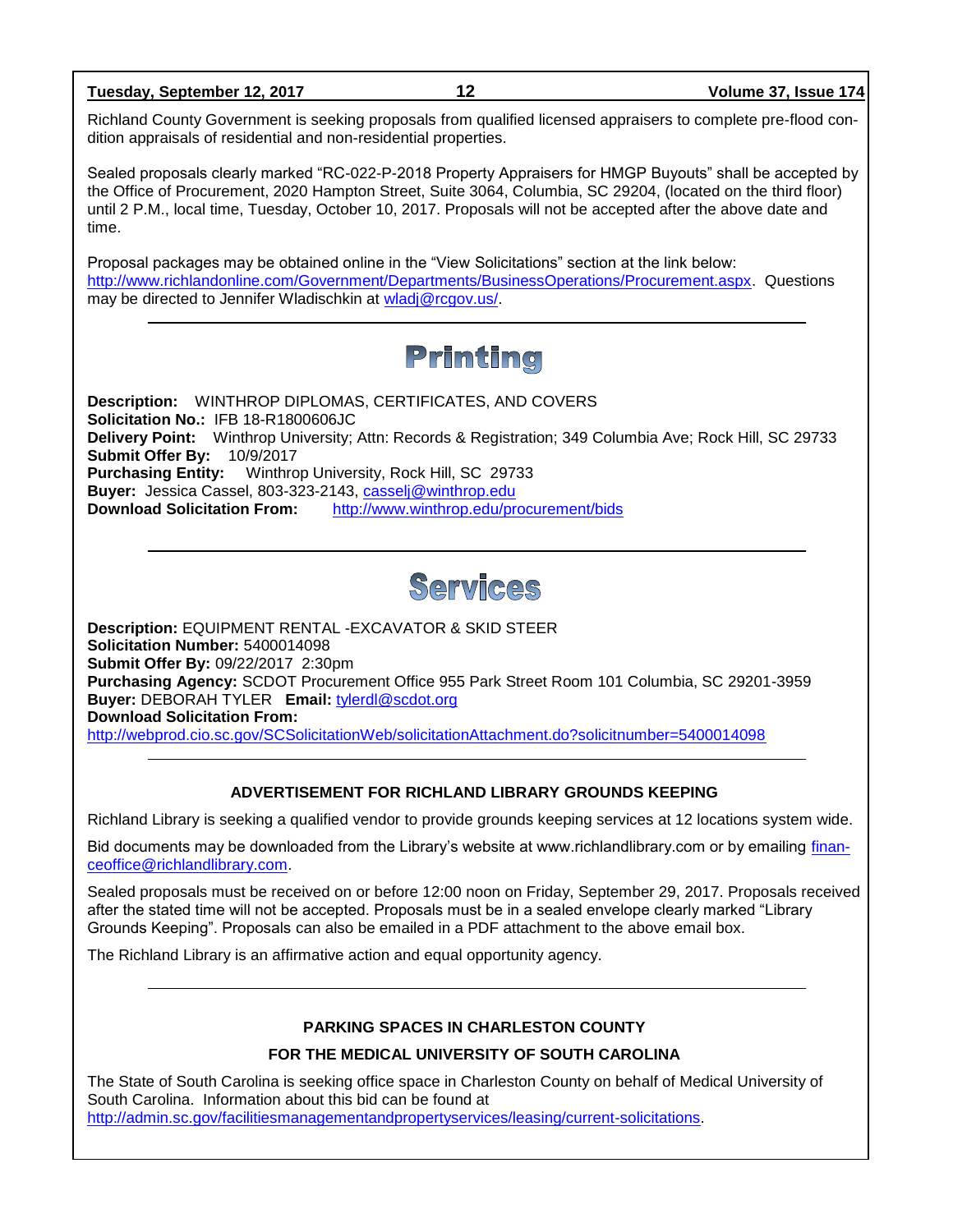Richland County Government is seeking proposals from qualified licensed appraisers to complete pre-flood condition appraisals of residential and non-residential properties.

Sealed proposals clearly marked "RC-022-P-2018 Property Appraisers for HMGP Buyouts" shall be accepted by the Office of Procurement, 2020 Hampton Street, Suite 3064, Columbia, SC 29204, (located on the third floor) until 2 P.M., local time, Tuesday, October 10, 2017. Proposals will not be accepted after the above date and time.

Proposal packages may be obtained online in the "View Solicitations" section at the link below: http://www.richlandonline.com/Government/Departments/BusinessOperations/Procurement.aspx. Questions may be directed to Jennifer Wladischkin at wladj@rcgov.us/.

---

# Printing

**Description:** WINTHROP DIPLOMAS, CERTIFICATES, AND COVERS
**Solicitation No.:** IFB 18-R1800606JC
**Delivery Point:** Winthrop University; Attn: Records & Registration; 349 Columbia Ave; Rock Hill, SC 29733
**Submit Offer By:** 10/9/2017
**Purchasing Entity:** Winthrop University, Rock Hill, SC 29733
**Buyer:** Jessica Cassel, 803-323-2143, casselj@winthrop.edu
**Download Solicitation From:** http://www.winthrop.edu/procurement/bids

---

# Services

**Description:** EQUIPMENT RENTAL -EXCAVATOR & SKID STEER
**Solicitation Number:** 5400014098
**Submit Offer By:** 09/22/2017 2:30pm
**Purchasing Agency:** SCDOT Procurement Office 955 Park Street Room 101 Columbia, SC 29201-3959
**Buyer:** DEBORAH TYLER **Email:** tylerdl@scdot.org
**Download Solicitation From:**
http://webprod.cio.sc.gov/SCSolicitationWeb/solicitationAttachment.do?solicitnumber=5400014098

---

### ADVERTISEMENT FOR RICHLAND LIBRARY GROUNDS KEEPING

Richland Library is seeking a qualified vendor to provide grounds keeping services at 12 locations system wide.

Bid documents may be downloaded from the Library's website at www.richlandlibrary.com or by emailing financeoffice@richlandlibrary.com.

Sealed proposals must be received on or before 12:00 noon on Friday, September 29, 2017. Proposals received after the stated time will not be accepted. Proposals must be in a sealed envelope clearly marked "Library Grounds Keeping". Proposals can also be emailed in a PDF attachment to the above email box.

The Richland Library is an affirmative action and equal opportunity agency.

---

### PARKING SPACES IN CHARLESTON COUNTY

### FOR THE MEDICAL UNIVERSITY OF SOUTH CAROLINA

The State of South Carolina is seeking office space in Charleston County on behalf of Medical University of South Carolina. Information about this bid can be found at
http://admin.sc.gov/facilitiesmanagementandpropertyservices/leasing/current-solicitations.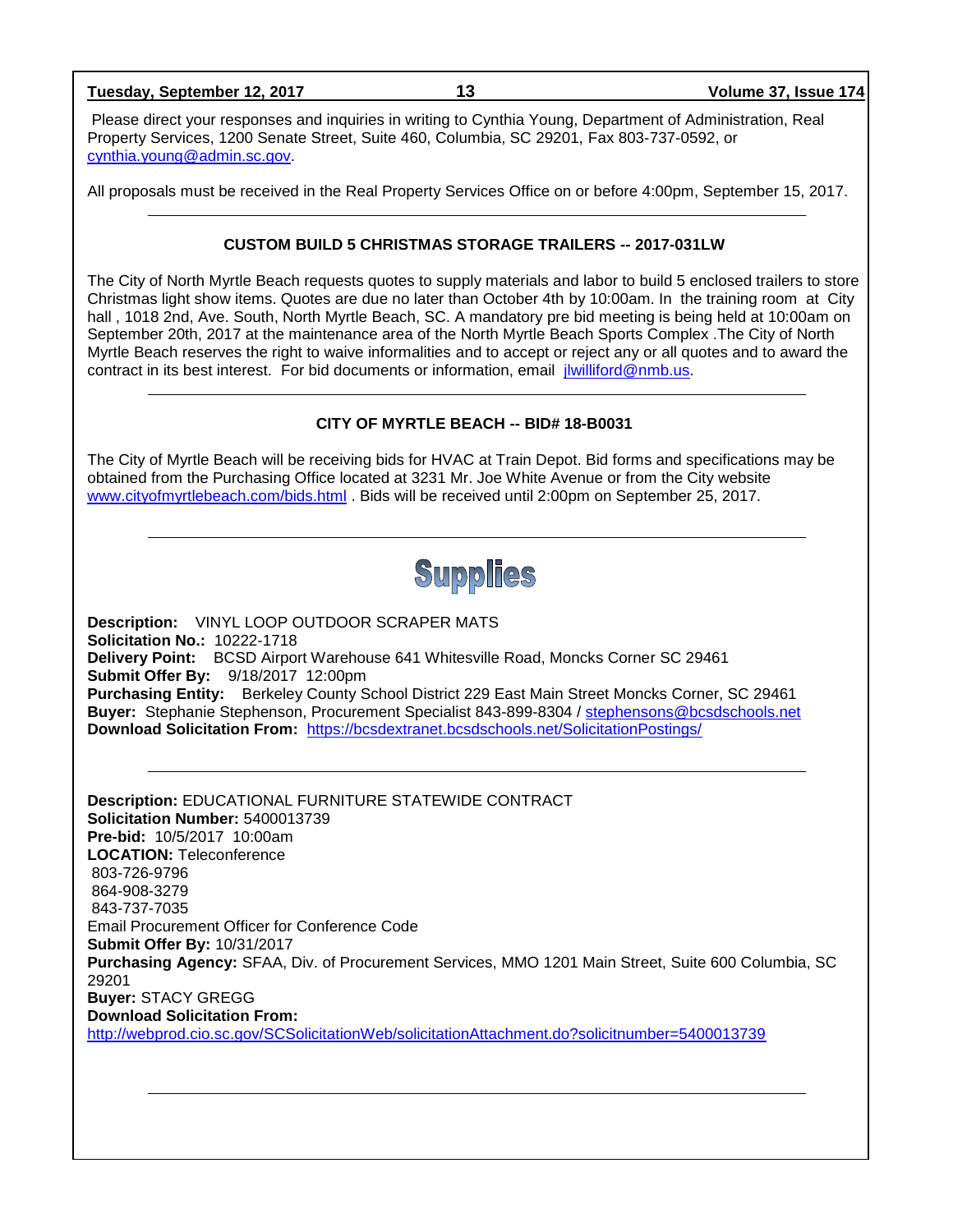Please direct your responses and inquiries in writing to Cynthia Young, Department of Administration, Real Property Services, 1200 Senate Street, Suite 460, Columbia, SC 29201, Fax 803-737-0592, or cynthia.young@admin.sc.gov.

All proposals must be received in the Real Property Services Office on or before 4:00pm, September 15, 2017.

---

### CUSTOM BUILD 5 CHRISTMAS STORAGE TRAILERS -- 2017-031LW

The City of North Myrtle Beach requests quotes to supply materials and labor to build 5 enclosed trailers to store Christmas light show items. Quotes are due no later than October 4th by 10:00am. In the training room at City hall , 1018 2nd, Ave. South, North Myrtle Beach, SC. A mandatory pre bid meeting is being held at 10:00am on September 20th, 2017 at the maintenance area of the North Myrtle Beach Sports Complex .The City of North Myrtle Beach reserves the right to waive informalities and to accept or reject any or all quotes and to award the contract in its best interest. For bid documents or information, email jlwilliford@nmb.us.

---

### CITY OF MYRTLE BEACH -- BID# 18-B0031

The City of Myrtle Beach will be receiving bids for HVAC at Train Depot. Bid forms and specifications may be obtained from the Purchasing Office located at 3231 Mr. Joe White Avenue or from the City website www.cityofmyrtlebeach.com/bids.html . Bids will be received until 2:00pm on September 25, 2017.

---

## Supplies

**Description:** VINYL LOOP OUTDOOR SCRAPER MATS
**Solicitation No.:** 10222-1718
**Delivery Point:** BCSD Airport Warehouse 641 Whitesville Road, Moncks Corner SC 29461
**Submit Offer By:** 9/18/2017 12:00pm
**Purchasing Entity:** Berkeley County School District 229 East Main Street Moncks Corner, SC 29461
**Buyer:** Stephanie Stephenson, Procurement Specialist 843-899-8304 / stephensons@bcsdschools.net
**Download Solicitation From:** https://bcsdextranet.bcsdschools.net/SolicitationPostings/

---

**Description:** EDUCATIONAL FURNITURE STATEWIDE CONTRACT
**Solicitation Number:** 5400013739
**Pre-bid:** 10/5/2017 10:00am
**LOCATION:** Teleconference
803-726-9796
864-908-3279
843-737-7035
Email Procurement Officer for Conference Code
**Submit Offer By:** 10/31/2017
**Purchasing Agency:** SFAA, Div. of Procurement Services, MMO 1201 Main Street, Suite 600 Columbia, SC 29201
**Buyer:** STACY GREGG
**Download Solicitation From:**
http://webprod.cio.sc.gov/SCSolicitationWeb/solicitationAttachment.do?solicitnumber=5400013739

---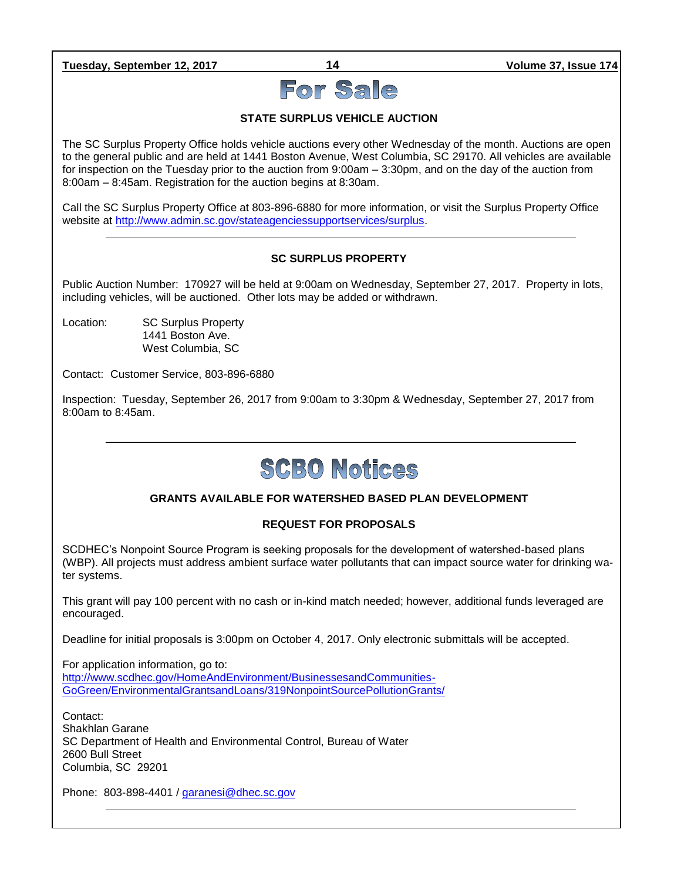# For Sale

### STATE SURPLUS VEHICLE AUCTION

The SC Surplus Property Office holds vehicle auctions every other Wednesday of the month. Auctions are open to the general public and are held at 1441 Boston Avenue, West Columbia, SC 29170. All vehicles are available for inspection on the Tuesday prior to the auction from 9:00am – 3:30pm, and on the day of the auction from 8:00am – 8:45am. Registration for the auction begins at 8:30am.

Call the SC Surplus Property Office at 803-896-6880 for more information, or visit the Surplus Property Office website at http://www.admin.sc.gov/stateagenciessupportservices/surplus.

---

### SC SURPLUS PROPERTY

Public Auction Number: 170927 will be held at 9:00am on Wednesday, September 27, 2017. Property in lots, including vehicles, will be auctioned. Other lots may be added or withdrawn.

Location: SC Surplus Property
1441 Boston Ave.
West Columbia, SC

Contact: Customer Service, 803-896-6880

Inspection: Tuesday, September 26, 2017 from 9:00am to 3:30pm & Wednesday, September 27, 2017 from 8:00am to 8:45am.

---

# SCBO Notices

### GRANTS AVAILABLE FOR WATERSHED BASED PLAN DEVELOPMENT

### REQUEST FOR PROPOSALS

SCDHEC's Nonpoint Source Program is seeking proposals for the development of watershed-based plans (WBP). All projects must address ambient surface water pollutants that can impact source water for drinking water systems.

This grant will pay 100 percent with no cash or in-kind match needed; however, additional funds leveraged are encouraged.

Deadline for initial proposals is 3:00pm on October 4, 2017. Only electronic submittals will be accepted.

For application information, go to:
http://www.scdhec.gov/HomeAndEnvironment/BusinessesandCommunities-GoGreen/EnvironmentalGrantsandLoans/319NonpointSourcePollutionGrants/

Contact:
Shakhlan Garane
SC Department of Health and Environmental Control, Bureau of Water
2600 Bull Street
Columbia, SC 29201

Phone: 803-898-4401 / garanesi@dhec.sc.gov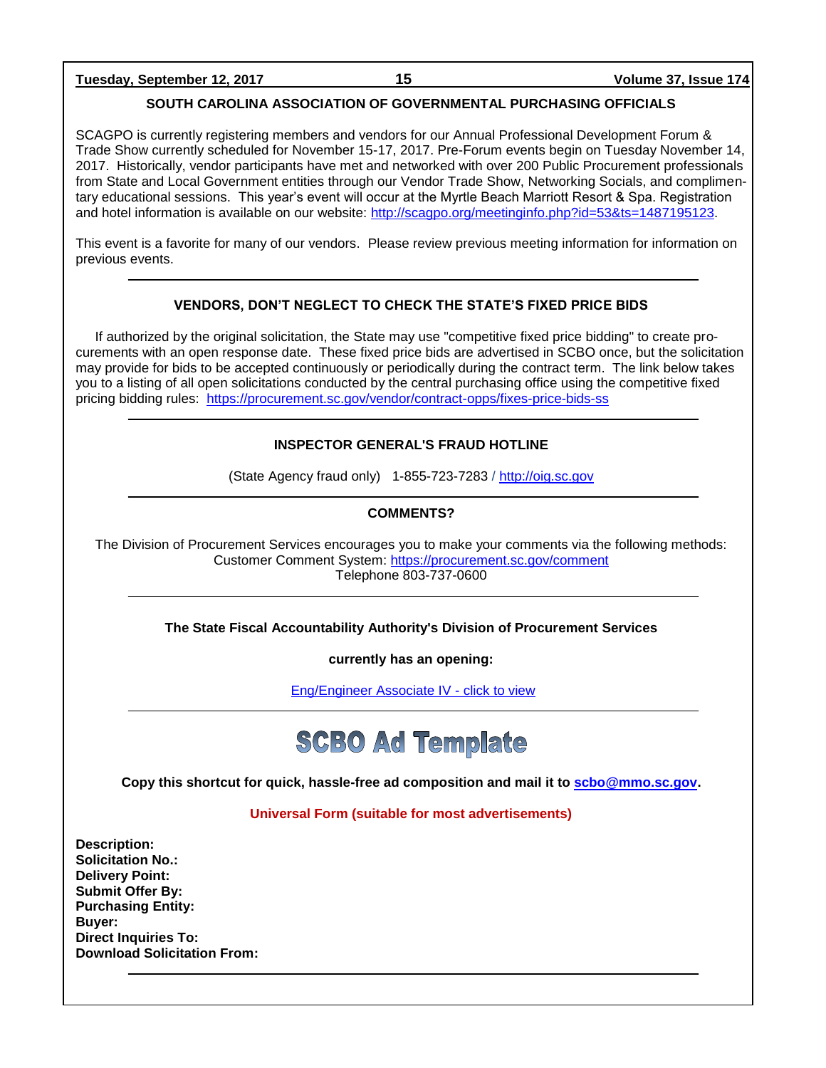## SOUTH CAROLINA ASSOCIATION OF GOVERNMENTAL PURCHASING OFFICIALS

SCAGPO is currently registering members and vendors for our Annual Professional Development Forum & Trade Show currently scheduled for November 15-17, 2017. Pre-Forum events begin on Tuesday November 14, 2017. Historically, vendor participants have met and networked with over 200 Public Procurement professionals from State and Local Government entities through our Vendor Trade Show, Networking Socials, and complimentary educational sessions. This year's event will occur at the Myrtle Beach Marriott Resort & Spa. Registration and hotel information is available on our website: http://scagpo.org/meetinginfo.php?id=53&ts=1487195123.

This event is a favorite for many of our vendors. Please review previous meeting information for information on previous events.

---

## VENDORS, DON'T NEGLECT TO CHECK THE STATE'S FIXED PRICE BIDS

If authorized by the original solicitation, the State may use "competitive fixed price bidding" to create procurements with an open response date. These fixed price bids are advertised in SCBO once, but the solicitation may provide for bids to be accepted continuously or periodically during the contract term. The link below takes you to a listing of all open solicitations conducted by the central purchasing office using the competitive fixed pricing bidding rules: https://procurement.sc.gov/vendor/contract-opps/fixes-price-bids-ss

---

## INSPECTOR GENERAL'S FRAUD HOTLINE

(State Agency fraud only) 1-855-723-7283 / http://oig.sc.gov

---

## COMMENTS?

The Division of Procurement Services encourages you to make your comments via the following methods:
Customer Comment System: https://procurement.sc.gov/comment
Telephone 803-737-0600

---

**The State Fiscal Accountability Authority's Division of Procurement Services**

**currently has an opening:**

Eng/Engineer Associate IV - click to view

---

# SCBO Ad Template

**Copy this shortcut for quick, hassle-free ad composition and mail it to scbo@mmo.sc.gov.**

**Universal Form (suitable for most advertisements)**

**Description:**
**Solicitation No.:**
**Delivery Point:**
**Submit Offer By:**
**Purchasing Entity:**
**Buyer:**
**Direct Inquiries To:**
**Download Solicitation From:**

---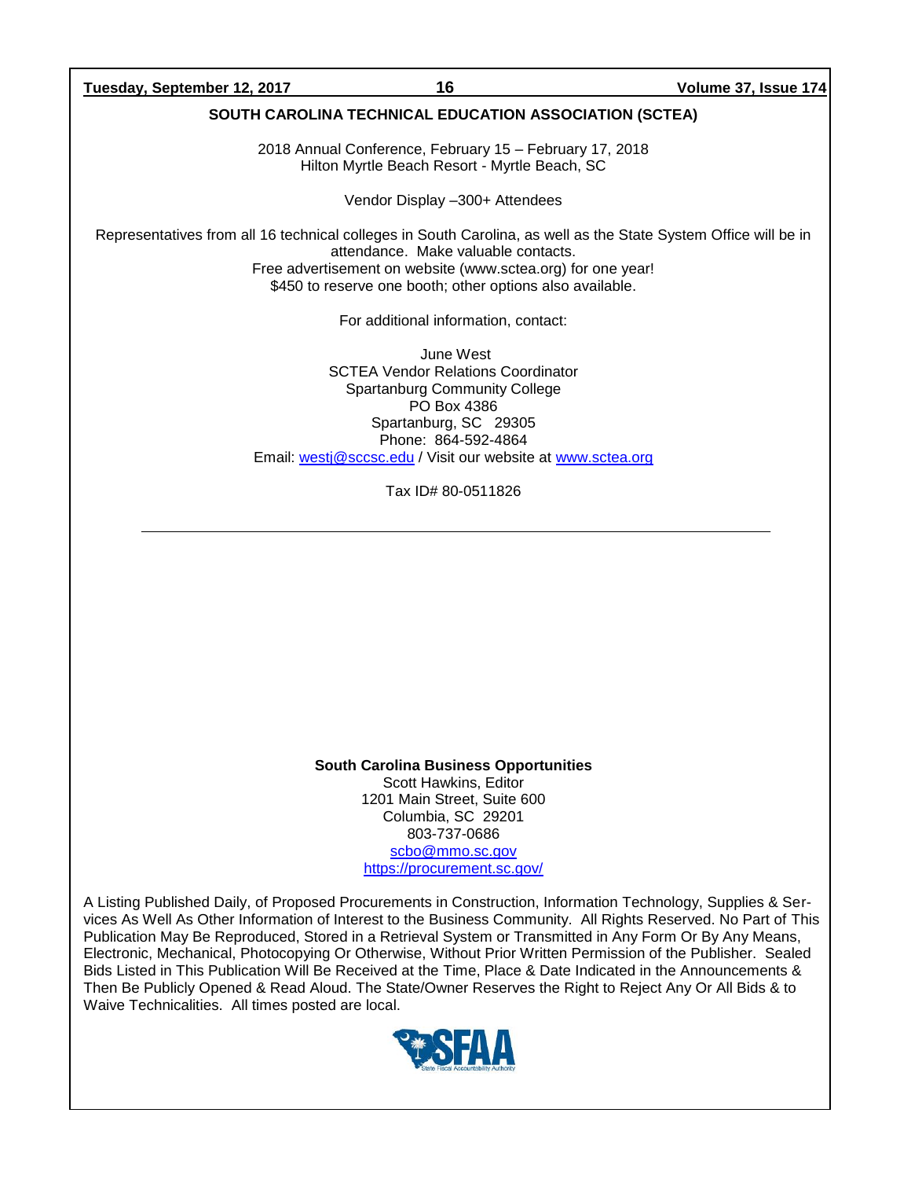## SOUTH CAROLINA TECHNICAL EDUCATION ASSOCIATION (SCTEA)

2018 Annual Conference, February 15 – February 17, 2018
Hilton Myrtle Beach Resort - Myrtle Beach, SC

Vendor Display –300+ Attendees

Representatives from all 16 technical colleges in South Carolina, as well as the State System Office will be in attendance. Make valuable contacts.
Free advertisement on website (www.sctea.org) for one year!
$450 to reserve one booth; other options also available.

For additional information, contact:

June West
SCTEA Vendor Relations Coordinator
Spartanburg Community College
PO Box 4386
Spartanburg, SC 29305
Phone: 864-592-4864
Email: westj@sccsc.edu / Visit our website at www.sctea.org

Tax ID# 80-0511826

---

**South Carolina Business Opportunities**
Scott Hawkins, Editor
1201 Main Street, Suite 600
Columbia, SC 29201
803-737-0686
scbo@mmo.sc.gov
https://procurement.sc.gov/

A Listing Published Daily, of Proposed Procurements in Construction, Information Technology, Supplies & Services As Well As Other Information of Interest to the Business Community. All Rights Reserved. No Part of This Publication May Be Reproduced, Stored in a Retrieval System or Transmitted in Any Form Or By Any Means, Electronic, Mechanical, Photocopying Or Otherwise, Without Prior Written Permission of the Publisher. Sealed Bids Listed in This Publication Will Be Received at the Time, Place & Date Indicated in the Announcements & Then Be Publicly Opened & Read Aloud. The State/Owner Reserves the Right to Reject Any Or All Bids & to Waive Technicalities. All times posted are local.

SFAA
State Fiscal Accountability Authority